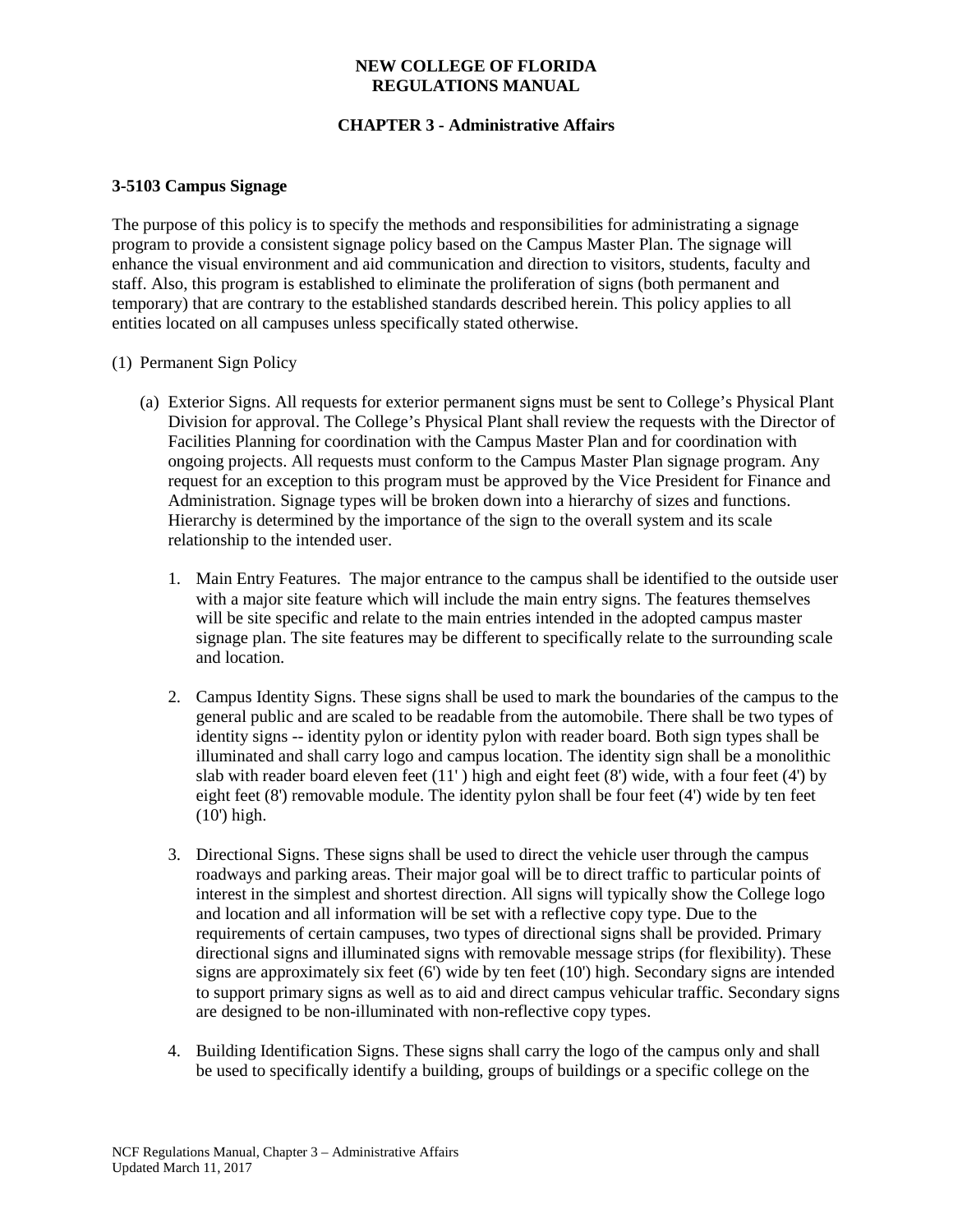**NEW COLLEGE OF FLORIDA**
**REGULATIONS MANUAL**

**CHAPTER 3 - Administrative Affairs**

### 3-5103 Campus Signage

The purpose of this policy is to specify the methods and responsibilities for administrating a signage program to provide a consistent signage policy based on the Campus Master Plan. The signage will enhance the visual environment and aid communication and direction to visitors, students, faculty and staff. Also, this program is established to eliminate the proliferation of signs (both permanent and temporary) that are contrary to the established standards described herein. This policy applies to all entities located on all campuses unless specifically stated otherwise.

(1) Permanent Sign Policy

(a) Exterior Signs. All requests for exterior permanent signs must be sent to College's Physical Plant Division for approval. The College's Physical Plant shall review the requests with the Director of Facilities Planning for coordination with the Campus Master Plan and for coordination with ongoing projects. All requests must conform to the Campus Master Plan signage program. Any request for an exception to this program must be approved by the Vice President for Finance and Administration. Signage types will be broken down into a hierarchy of sizes and functions. Hierarchy is determined by the importance of the sign to the overall system and its scale relationship to the intended user.

1. Main Entry Features. The major entrance to the campus shall be identified to the outside user with a major site feature which will include the main entry signs. The features themselves will be site specific and relate to the main entries intended in the adopted campus master signage plan. The site features may be different to specifically relate to the surrounding scale and location.

2. Campus Identity Signs. These signs shall be used to mark the boundaries of the campus to the general public and are scaled to be readable from the automobile. There shall be two types of identity signs -- identity pylon or identity pylon with reader board. Both sign types shall be illuminated and shall carry logo and campus location. The identity sign shall be a monolithic slab with reader board eleven feet (11' ) high and eight feet (8') wide, with a four feet (4') by eight feet (8') removable module. The identity pylon shall be four feet (4') wide by ten feet (10') high.

3. Directional Signs. These signs shall be used to direct the vehicle user through the campus roadways and parking areas. Their major goal will be to direct traffic to particular points of interest in the simplest and shortest direction. All signs will typically show the College logo and location and all information will be set with a reflective copy type. Due to the requirements of certain campuses, two types of directional signs shall be provided. Primary directional signs and illuminated signs with removable message strips (for flexibility). These signs are approximately six feet (6') wide by ten feet (10') high. Secondary signs are intended to support primary signs as well as to aid and direct campus vehicular traffic. Secondary signs are designed to be non-illuminated with non-reflective copy types.

4. Building Identification Signs. These signs shall carry the logo of the campus only and shall be used to specifically identify a building, groups of buildings or a specific college on the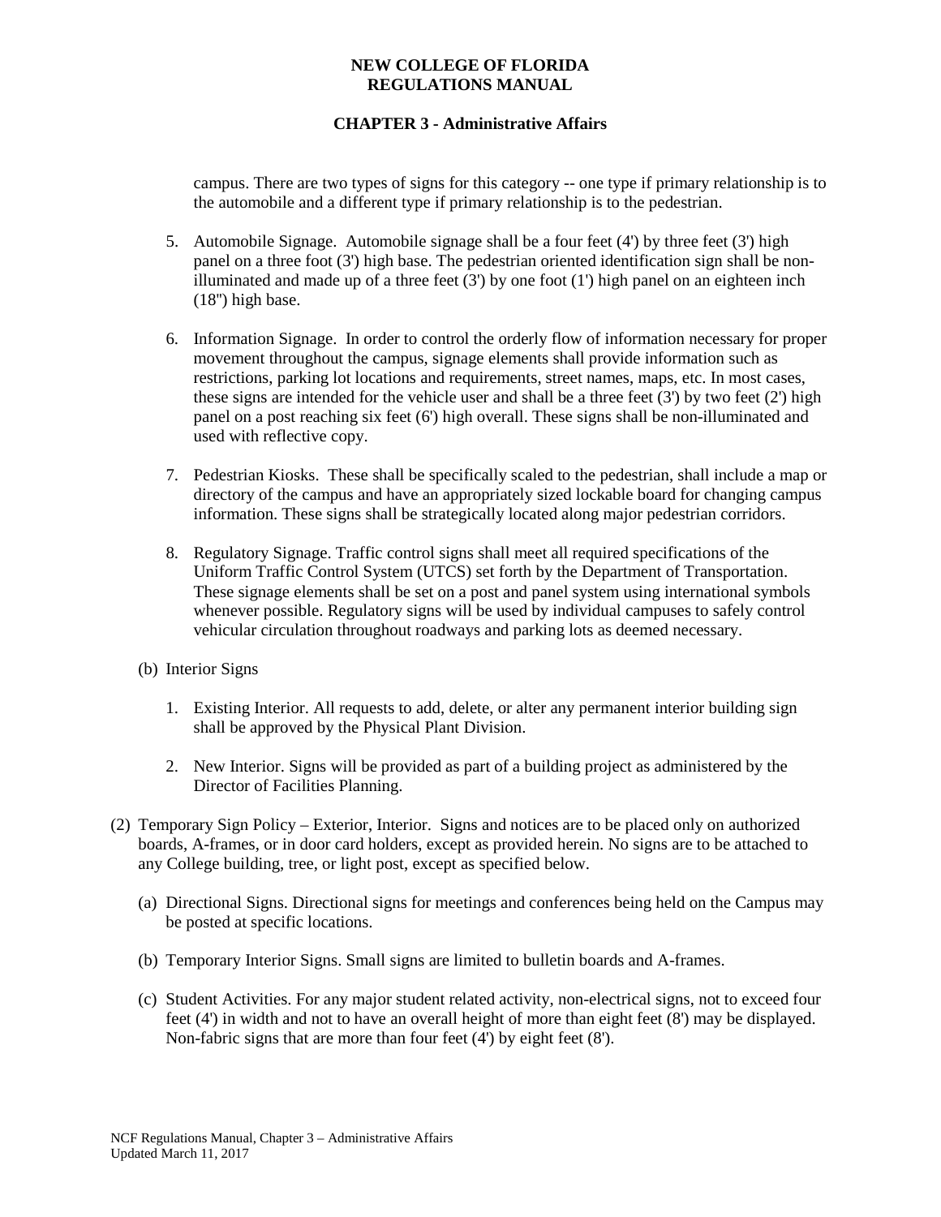campus. There are two types of signs for this category -- one type if primary relationship is to the automobile and a different type if primary relationship is to the pedestrian.

5. Automobile Signage. Automobile signage shall be a four feet (4') by three feet (3') high panel on a three foot (3') high base. The pedestrian oriented identification sign shall be non-illuminated and made up of a three feet (3') by one foot (1') high panel on an eighteen inch (18") high base.

6. Information Signage. In order to control the orderly flow of information necessary for proper movement throughout the campus, signage elements shall provide information such as restrictions, parking lot locations and requirements, street names, maps, etc. In most cases, these signs are intended for the vehicle user and shall be a three feet (3') by two feet (2') high panel on a post reaching six feet (6') high overall. These signs shall be non-illuminated and used with reflective copy.

7. Pedestrian Kiosks. These shall be specifically scaled to the pedestrian, shall include a map or directory of the campus and have an appropriately sized lockable board for changing campus information. These signs shall be strategically located along major pedestrian corridors.

8. Regulatory Signage. Traffic control signs shall meet all required specifications of the Uniform Traffic Control System (UTCS) set forth by the Department of Transportation. These signage elements shall be set on a post and panel system using international symbols whenever possible. Regulatory signs will be used by individual campuses to safely control vehicular circulation throughout roadways and parking lots as deemed necessary.

(b) Interior Signs

1. Existing Interior. All requests to add, delete, or alter any permanent interior building sign shall be approved by the Physical Plant Division.

2. New Interior. Signs will be provided as part of a building project as administered by the Director of Facilities Planning.

(2) Temporary Sign Policy – Exterior, Interior. Signs and notices are to be placed only on authorized boards, A-frames, or in door card holders, except as provided herein. No signs are to be attached to any College building, tree, or light post, except as specified below.

(a) Directional Signs. Directional signs for meetings and conferences being held on the Campus may be posted at specific locations.

(b) Temporary Interior Signs. Small signs are limited to bulletin boards and A-frames.

(c) Student Activities. For any major student related activity, non-electrical signs, not to exceed four feet (4') in width and not to have an overall height of more than eight feet (8') may be displayed. Non-fabric signs that are more than four feet (4') by eight feet (8').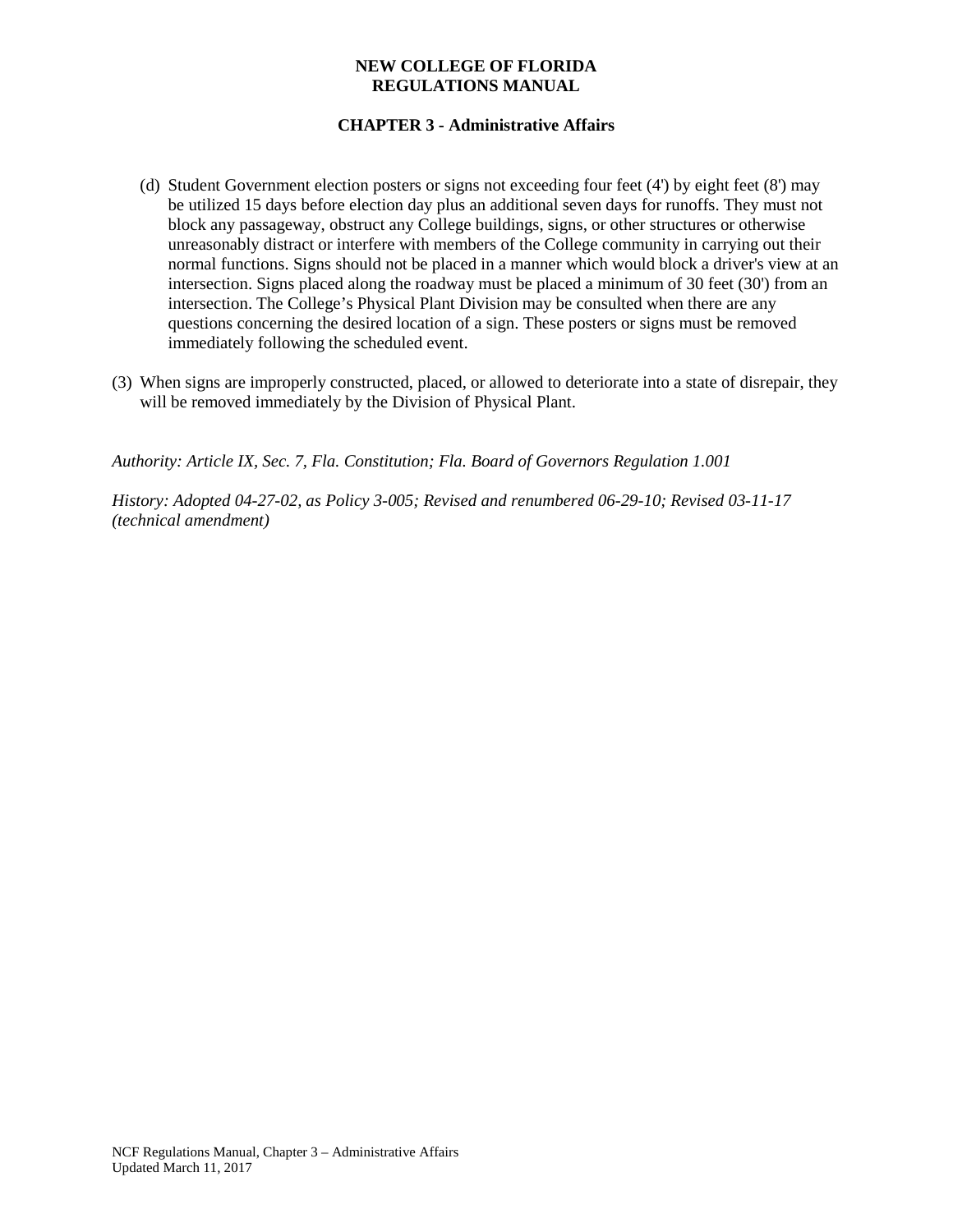(d) Student Government election posters or signs not exceeding four feet (4') by eight feet (8') may be utilized 15 days before election day plus an additional seven days for runoffs. They must not block any passageway, obstruct any College buildings, signs, or other structures or otherwise unreasonably distract or interfere with members of the College community in carrying out their normal functions. Signs should not be placed in a manner which would block a driver's view at an intersection. Signs placed along the roadway must be placed a minimum of 30 feet (30') from an intersection. The College's Physical Plant Division may be consulted when there are any questions concerning the desired location of a sign. These posters or signs must be removed immediately following the scheduled event.

(3) When signs are improperly constructed, placed, or allowed to deteriorate into a state of disrepair, they will be removed immediately by the Division of Physical Plant.

*Authority: Article IX, Sec. 7, Fla. Constitution; Fla. Board of Governors Regulation 1.001*

*History: Adopted 04-27-02, as Policy 3-005; Revised and renumbered 06-29-10; Revised 03-11-17 (technical amendment)*